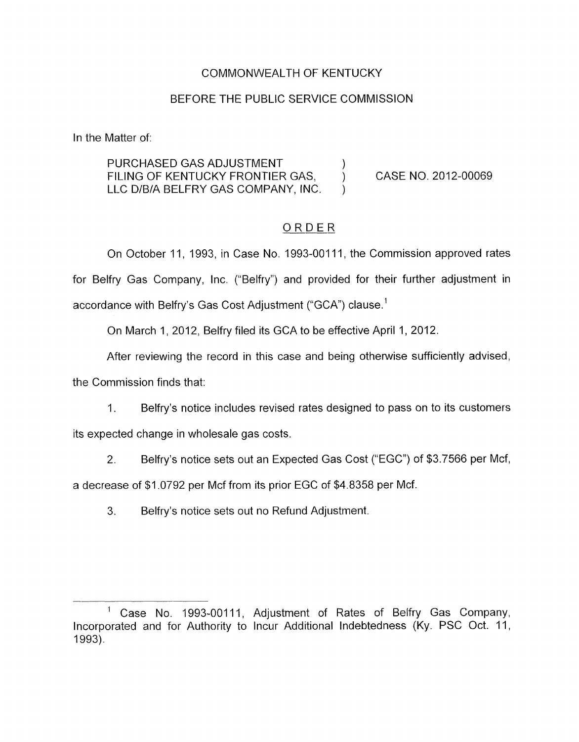COMMONWEALTH OF KENTUCKY

BEFORE THE PUBLIC SERVICE COMMISSION

In the Matter of:

PURCHASED GAS ADJUSTMENT FILING OF KENTUCKY FRONTIER GAS, LLC D/B/A BELFRY GAS COMPANY, INC. ) CASE NO. 2012-00069

## ORDER

On October 11, 1993, in Case No. 1993-00111, the Commission approved rates for Belfry Gas Company, Inc. ("Belfry") and provided for their further adjustment in accordance with Belfry's Gas Cost Adjustment ("GCA") clause.[1]

On March 1, 2012, Belfry filed its GCA to be effective April 1, 2012.

After reviewing the record in this case and being otherwise sufficiently advised, the Commission finds that:

1. Belfry's notice includes revised rates designed to pass on to its customers its expected change in wholesale gas costs.

2. Belfry's notice sets out an Expected Gas Cost ("EGC") of $3.7566 per Mcf, a decrease of $1.0792 per Mcf from its prior EGC of $4.8358 per Mcf.

3. Belfry's notice sets out no Refund Adjustment.

---

[1] Case No. 1993-00111, Adjustment of Rates of Belfry Gas Company, Incorporated and for Authority to Incur Additional Indebtedness (Ky. PSC Oct. 11, 1993).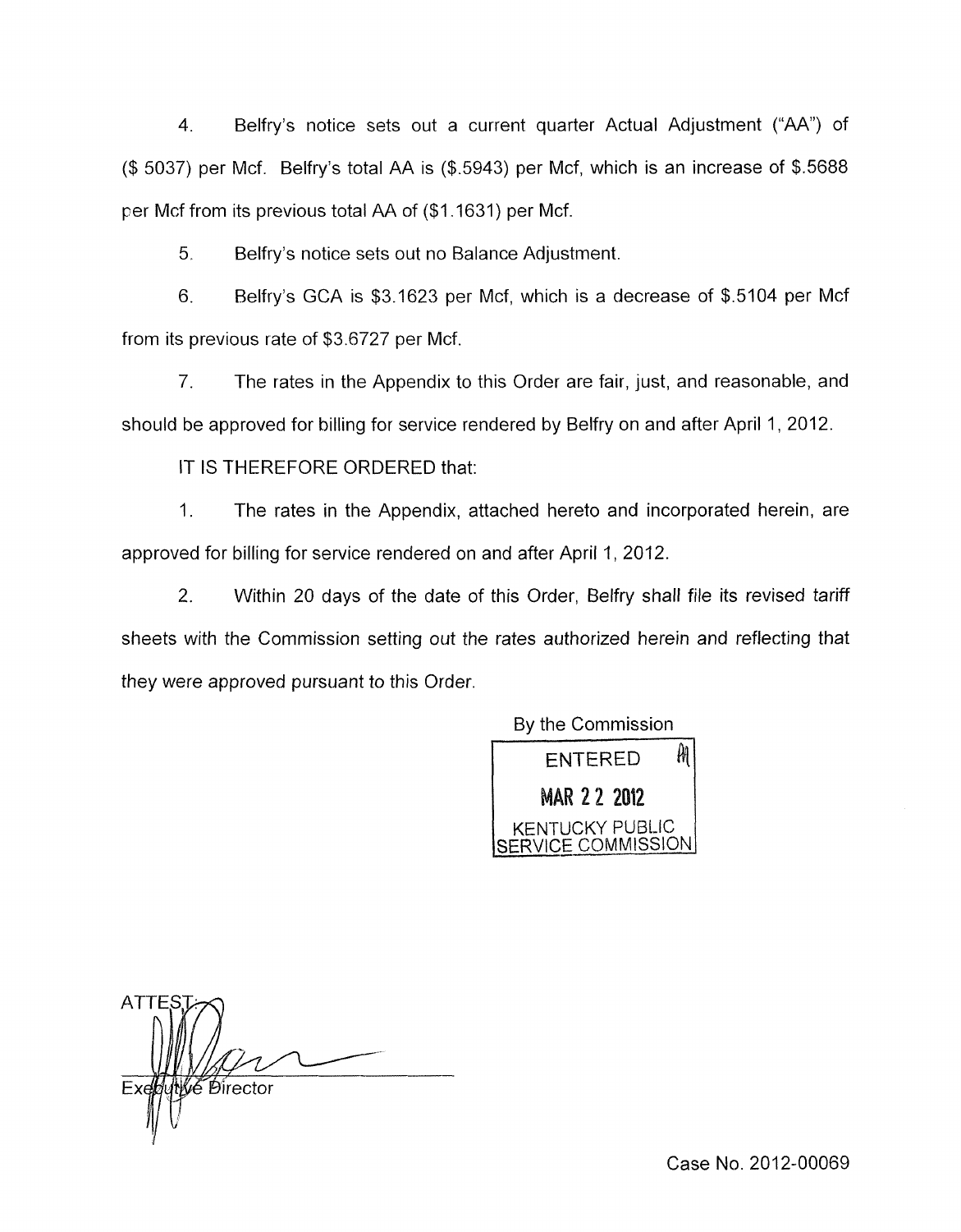4. Belfry's notice sets out a current quarter Actual Adjustment ("AA") of ($ 5037) per Mcf. Belfry's total AA is ($.5943) per Mcf, which is an increase of $.5688 per Mcf from its previous total AA of ($1.1631) per Mcf.

5. Belfry's notice sets out no Balance Adjustment.

6. Belfry's GCA is $3.1623 per Mcf, which is a decrease of $.5104 per Mcf from its previous rate of $3.6727 per Mcf.

7. The rates in the Appendix to this Order are fair, just, and reasonable, and should be approved for billing for service rendered by Belfry on and after April 1, 2012.

IT IS THEREFORE ORDERED that:

1. The rates in the Appendix, attached hereto and incorporated herein, are approved for billing for service rendered on and after April 1, 2012.

2. Within 20 days of the date of this Order, Belfry shall file its revised tariff sheets with the Commission setting out the rates authorized herein and reflecting that they were approved pursuant to this Order.

By the Commission

ENTERED
MAR 22 2012
KENTUCKY PUBLIC SERVICE COMMISSION

ATTEST:

Executive Director

Case No. 2012-00069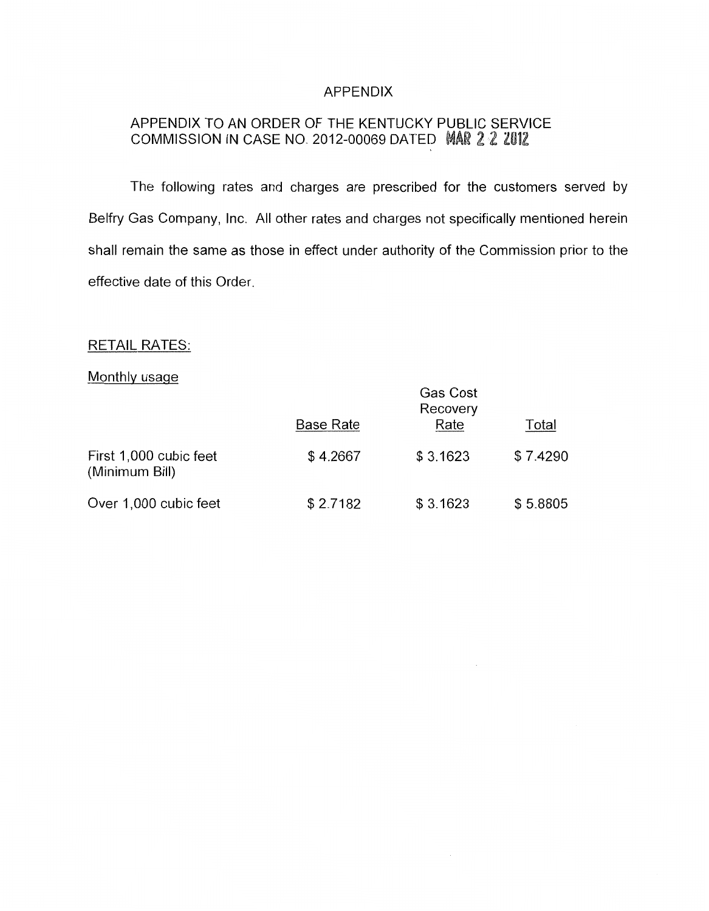# APPENDIX

## APPENDIX TO AN ORDER OF THE KENTUCKY PUBLIC SERVICE COMMISSION IN CASE NO. 2012-00069 DATED MAR 2 2 2012

The following rates and charges are prescribed for the customers served by Belfry Gas Company, Inc. All other rates and charges not specifically mentioned herein shall remain the same as those in effect under authority of the Commission prior to the effective date of this Order.

RETAIL RATES:

Monthly usage

| | Base Rate | Gas Cost Recovery Rate | Total |
|---|---|---|---|
| First 1,000 cubic feet (Minimum Bill) | $ 4.2667 | $ 3.1623 | $ 7.4290 |
| Over 1,000 cubic feet | $ 2.7182 | $ 3.1623 | $ 5.8805 |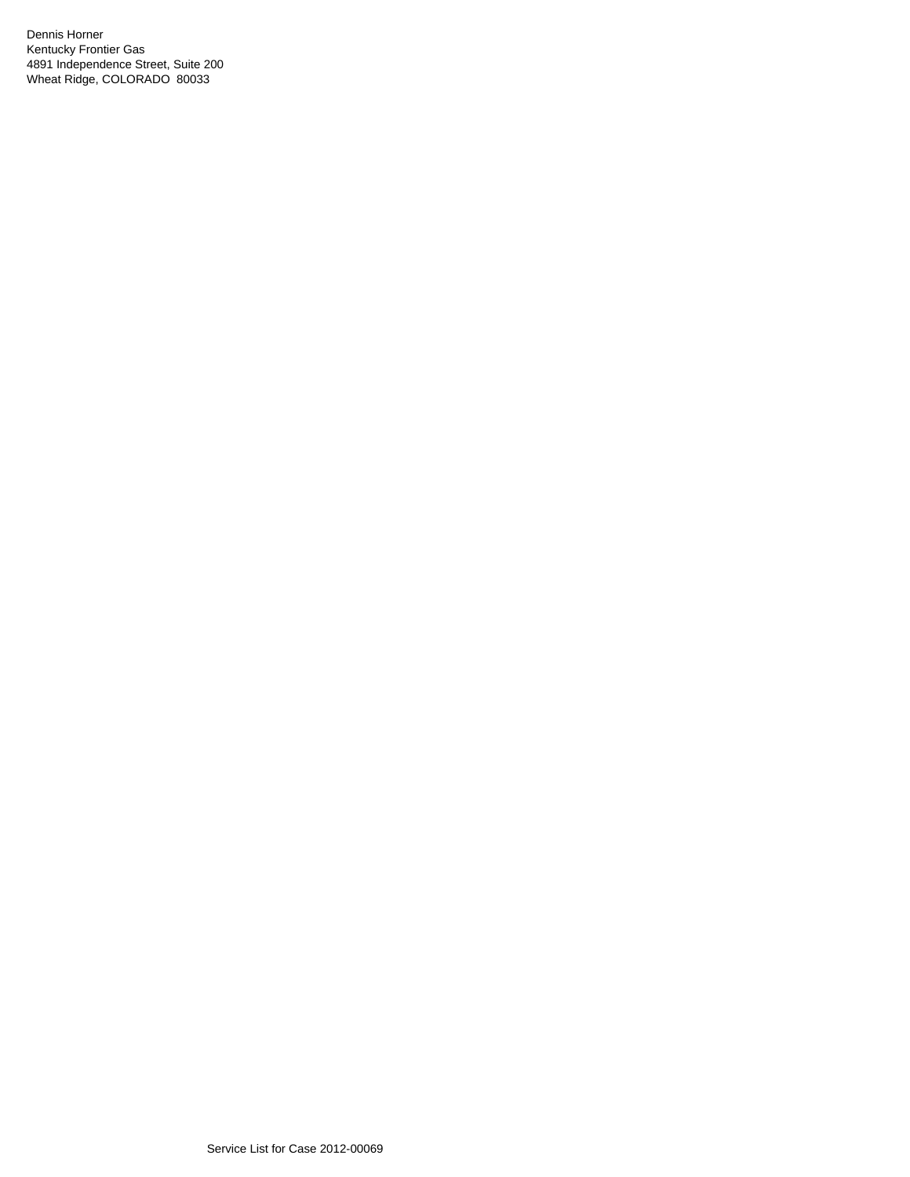Dennis Horner
Kentucky Frontier Gas
4891 Independence Street, Suite 200
Wheat Ridge, COLORADO  80033